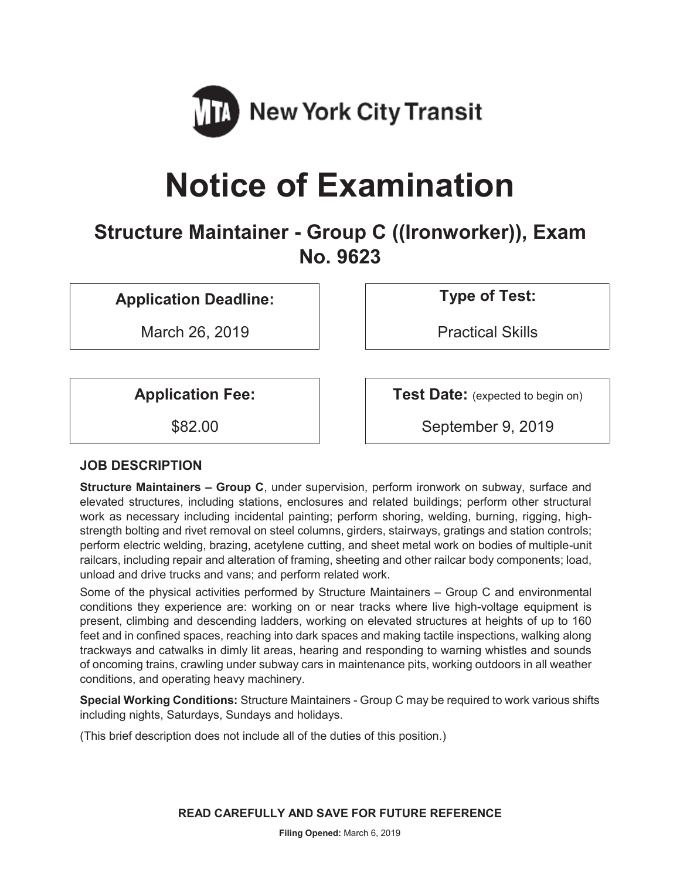MTA New York City Transit

# Notice of Examination

## Structure Maintainer - Group C ((Ironworker)), Exam No. 9623

**Application Deadline:**

March 26, 2019

**Type of Test:**

Practical Skills

**Application Fee:**

$82.00

**Test Date:** (expected to begin on)

September 9, 2019

### JOB DESCRIPTION

**Structure Maintainers – Group C**, under supervision, perform ironwork on subway, surface and elevated structures, including stations, enclosures and related buildings; perform other structural work as necessary including incidental painting; perform shoring, welding, burning, rigging, high-strength bolting and rivet removal on steel columns, girders, stairways, gratings and station controls; perform electric welding, brazing, acetylene cutting, and sheet metal work on bodies of multiple-unit railcars, including repair and alteration of framing, sheeting and other railcar body components; load, unload and drive trucks and vans; and perform related work.

Some of the physical activities performed by Structure Maintainers – Group C and environmental conditions they experience are: working on or near tracks where live high-voltage equipment is present, climbing and descending ladders, working on elevated structures at heights of up to 160 feet and in confined spaces, reaching into dark spaces and making tactile inspections, walking along trackways and catwalks in dimly lit areas, hearing and responding to warning whistles and sounds of oncoming trains, crawling under subway cars in maintenance pits, working outdoors in all weather conditions, and operating heavy machinery.

**Special Working Conditions:** Structure Maintainers - Group C may be required to work various shifts including nights, Saturdays, Sundays and holidays.

(This brief description does not include all of the duties of this position.)

**READ CAREFULLY AND SAVE FOR FUTURE REFERENCE**

**Filing Opened:** March 6, 2019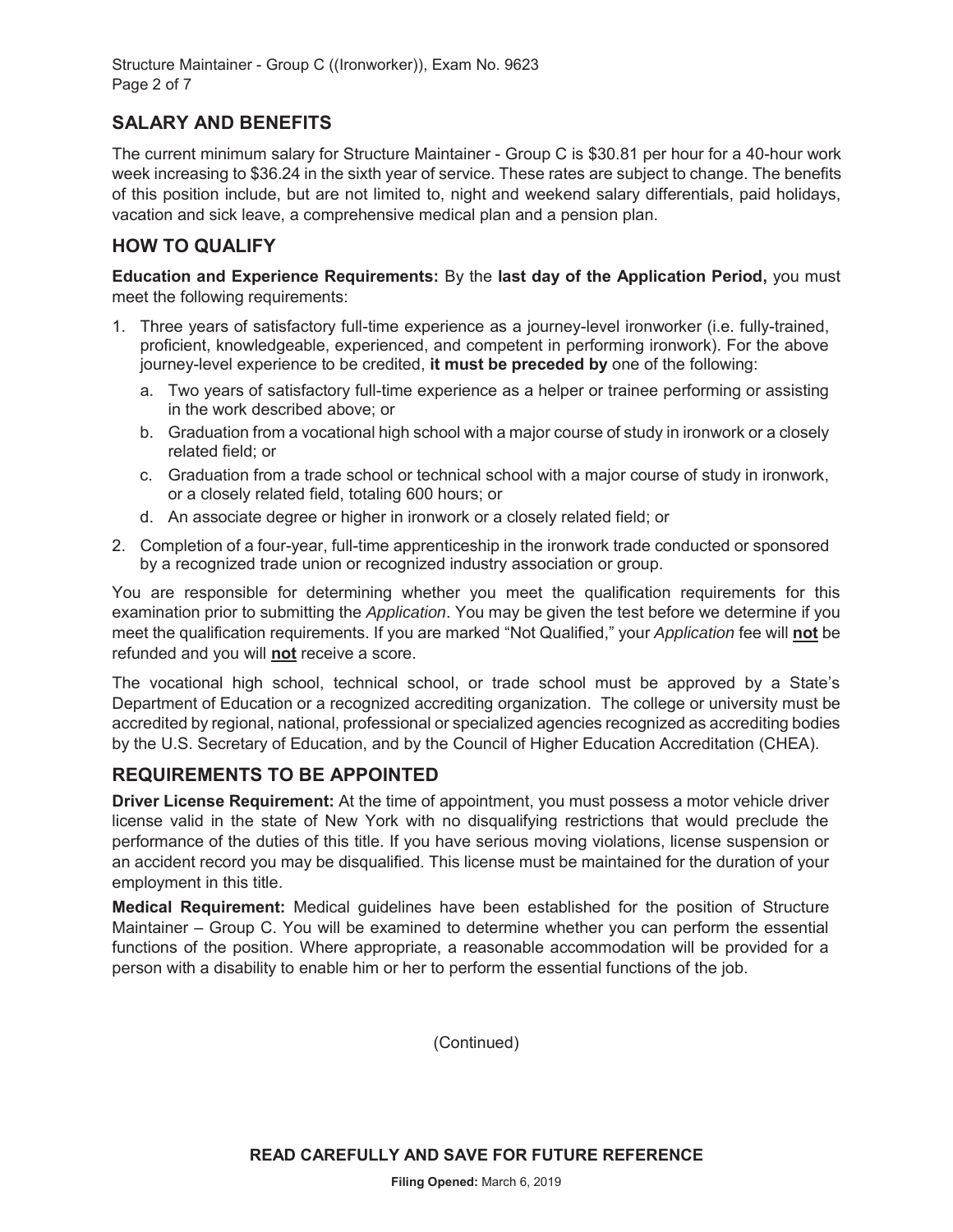## SALARY AND BENEFITS

The current minimum salary for Structure Maintainer - Group C is $30.81 per hour for a 40-hour work week increasing to $36.24 in the sixth year of service. These rates are subject to change. The benefits of this position include, but are not limited to, night and weekend salary differentials, paid holidays, vacation and sick leave, a comprehensive medical plan and a pension plan.

## HOW TO QUALIFY

**Education and Experience Requirements:** By the **last day of the Application Period,** you must meet the following requirements:

1. Three years of satisfactory full-time experience as a journey-level ironworker (i.e. fully-trained, proficient, knowledgeable, experienced, and competent in performing ironwork). For the above journey-level experience to be credited, **it must be preceded by** one of the following:
   a. Two years of satisfactory full-time experience as a helper or trainee performing or assisting in the work described above; or
   b. Graduation from a vocational high school with a major course of study in ironwork or a closely related field; or
   c. Graduation from a trade school or technical school with a major course of study in ironwork, or a closely related field, totaling 600 hours; or
   d. An associate degree or higher in ironwork or a closely related field; or
2. Completion of a four-year, full-time apprenticeship in the ironwork trade conducted or sponsored by a recognized trade union or recognized industry association or group.

You are responsible for determining whether you meet the qualification requirements for this examination prior to submitting the *Application*. You may be given the test before we determine if you meet the qualification requirements. If you are marked "Not Qualified," your *Application* fee will **not** be refunded and you will **not** receive a score.

The vocational high school, technical school, or trade school must be approved by a State's Department of Education or a recognized accrediting organization. The college or university must be accredited by regional, national, professional or specialized agencies recognized as accrediting bodies by the U.S. Secretary of Education, and by the Council of Higher Education Accreditation (CHEA).

## REQUIREMENTS TO BE APPOINTED

**Driver License Requirement:** At the time of appointment, you must possess a motor vehicle driver license valid in the state of New York with no disqualifying restrictions that would preclude the performance of the duties of this title. If you have serious moving violations, license suspension or an accident record you may be disqualified. This license must be maintained for the duration of your employment in this title.

**Medical Requirement:** Medical guidelines have been established for the position of Structure Maintainer – Group C. You will be examined to determine whether you can perform the essential functions of the position. Where appropriate, a reasonable accommodation will be provided for a person with a disability to enable him or her to perform the essential functions of the job.

(Continued)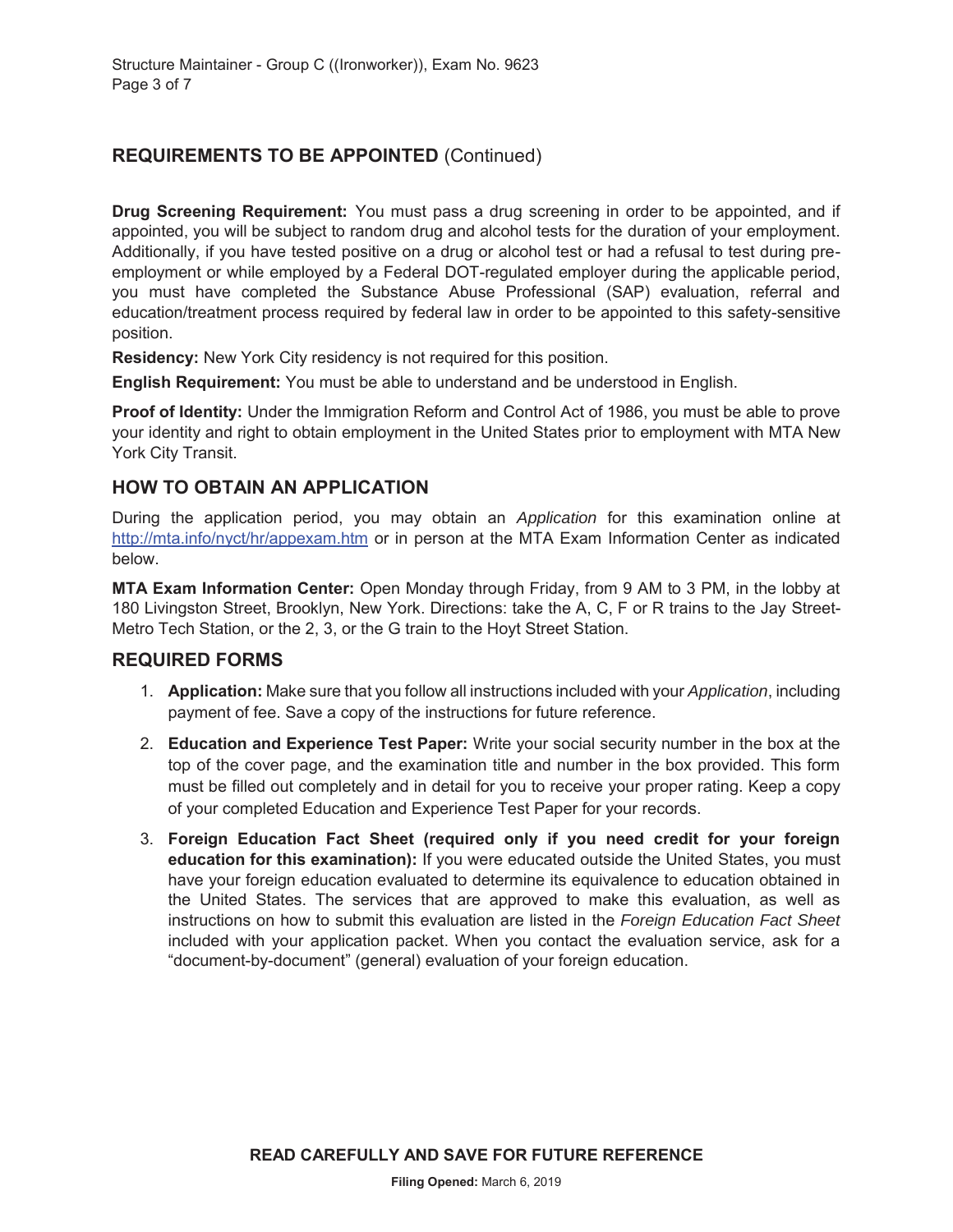## REQUIREMENTS TO BE APPOINTED (Continued)

**Drug Screening Requirement:** You must pass a drug screening in order to be appointed, and if appointed, you will be subject to random drug and alcohol tests for the duration of your employment. Additionally, if you have tested positive on a drug or alcohol test or had a refusal to test during pre-employment or while employed by a Federal DOT-regulated employer during the applicable period, you must have completed the Substance Abuse Professional (SAP) evaluation, referral and education/treatment process required by federal law in order to be appointed to this safety-sensitive position.

**Residency:** New York City residency is not required for this position.

**English Requirement:** You must be able to understand and be understood in English.

**Proof of Identity:** Under the Immigration Reform and Control Act of 1986, you must be able to prove your identity and right to obtain employment in the United States prior to employment with MTA New York City Transit.

## HOW TO OBTAIN AN APPLICATION

During the application period, you may obtain an *Application* for this examination online at http://mta.info/nyct/hr/appexam.htm or in person at the MTA Exam Information Center as indicated below.

**MTA Exam Information Center:** Open Monday through Friday, from 9 AM to 3 PM, in the lobby at 180 Livingston Street, Brooklyn, New York. Directions: take the A, C, F or R trains to the Jay Street-Metro Tech Station, or the 2, 3, or the G train to the Hoyt Street Station.

## REQUIRED FORMS

1. **Application:** Make sure that you follow all instructions included with your *Application*, including payment of fee. Save a copy of the instructions for future reference.
2. **Education and Experience Test Paper:** Write your social security number in the box at the top of the cover page, and the examination title and number in the box provided. This form must be filled out completely and in detail for you to receive your proper rating. Keep a copy of your completed Education and Experience Test Paper for your records.
3. **Foreign Education Fact Sheet (required only if you need credit for your foreign education for this examination):** If you were educated outside the United States, you must have your foreign education evaluated to determine its equivalence to education obtained in the United States. The services that are approved to make this evaluation, as well as instructions on how to submit this evaluation are listed in the *Foreign Education Fact Sheet* included with your application packet. When you contact the evaluation service, ask for a "document-by-document" (general) evaluation of your foreign education.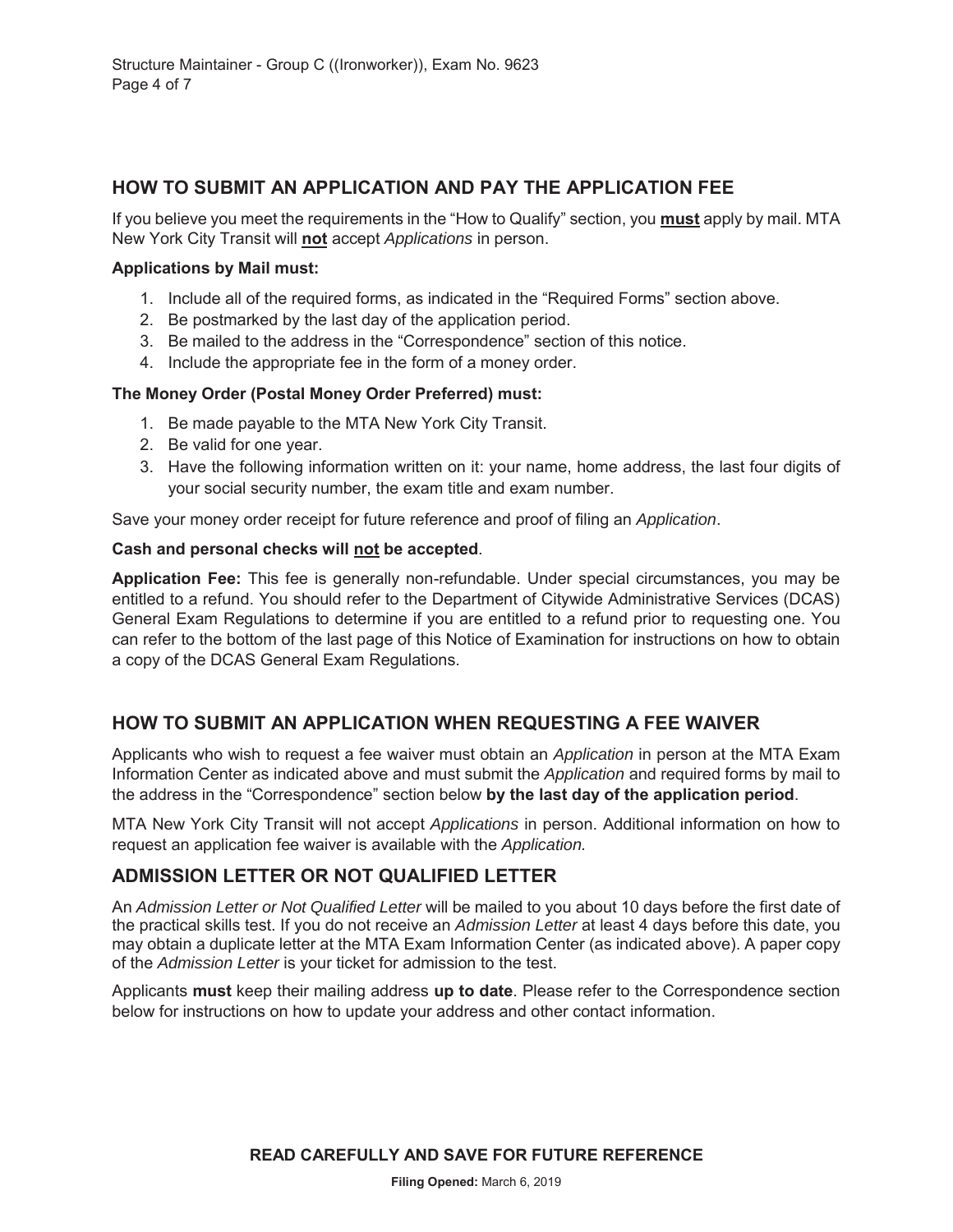## HOW TO SUBMIT AN APPLICATION AND PAY THE APPLICATION FEE

If you believe you meet the requirements in the "How to Qualify" section, you **must** apply by mail. MTA New York City Transit will **not** accept *Applications* in person.

**Applications by Mail must:**

1. Include all of the required forms, as indicated in the "Required Forms" section above.
2. Be postmarked by the last day of the application period.
3. Be mailed to the address in the "Correspondence" section of this notice.
4. Include the appropriate fee in the form of a money order.

**The Money Order (Postal Money Order Preferred) must:**

1. Be made payable to the MTA New York City Transit.
2. Be valid for one year.
3. Have the following information written on it: your name, home address, the last four digits of your social security number, the exam title and exam number.

Save your money order receipt for future reference and proof of filing an *Application*.

**Cash and personal checks will not be accepted**.

**Application Fee:** This fee is generally non-refundable. Under special circumstances, you may be entitled to a refund. You should refer to the Department of Citywide Administrative Services (DCAS) General Exam Regulations to determine if you are entitled to a refund prior to requesting one. You can refer to the bottom of the last page of this Notice of Examination for instructions on how to obtain a copy of the DCAS General Exam Regulations.

## HOW TO SUBMIT AN APPLICATION WHEN REQUESTING A FEE WAIVER

Applicants who wish to request a fee waiver must obtain an *Application* in person at the MTA Exam Information Center as indicated above and must submit the *Application* and required forms by mail to the address in the "Correspondence" section below **by the last day of the application period**.

MTA New York City Transit will not accept *Applications* in person. Additional information on how to request an application fee waiver is available with the *Application.*

## ADMISSION LETTER OR NOT QUALIFIED LETTER

An *Admission Letter or Not Qualified Letter* will be mailed to you about 10 days before the first date of the practical skills test. If you do not receive an *Admission Letter* at least 4 days before this date, you may obtain a duplicate letter at the MTA Exam Information Center (as indicated above). A paper copy of the *Admission Letter* is your ticket for admission to the test.

Applicants **must** keep their mailing address **up to date**. Please refer to the Correspondence section below for instructions on how to update your address and other contact information.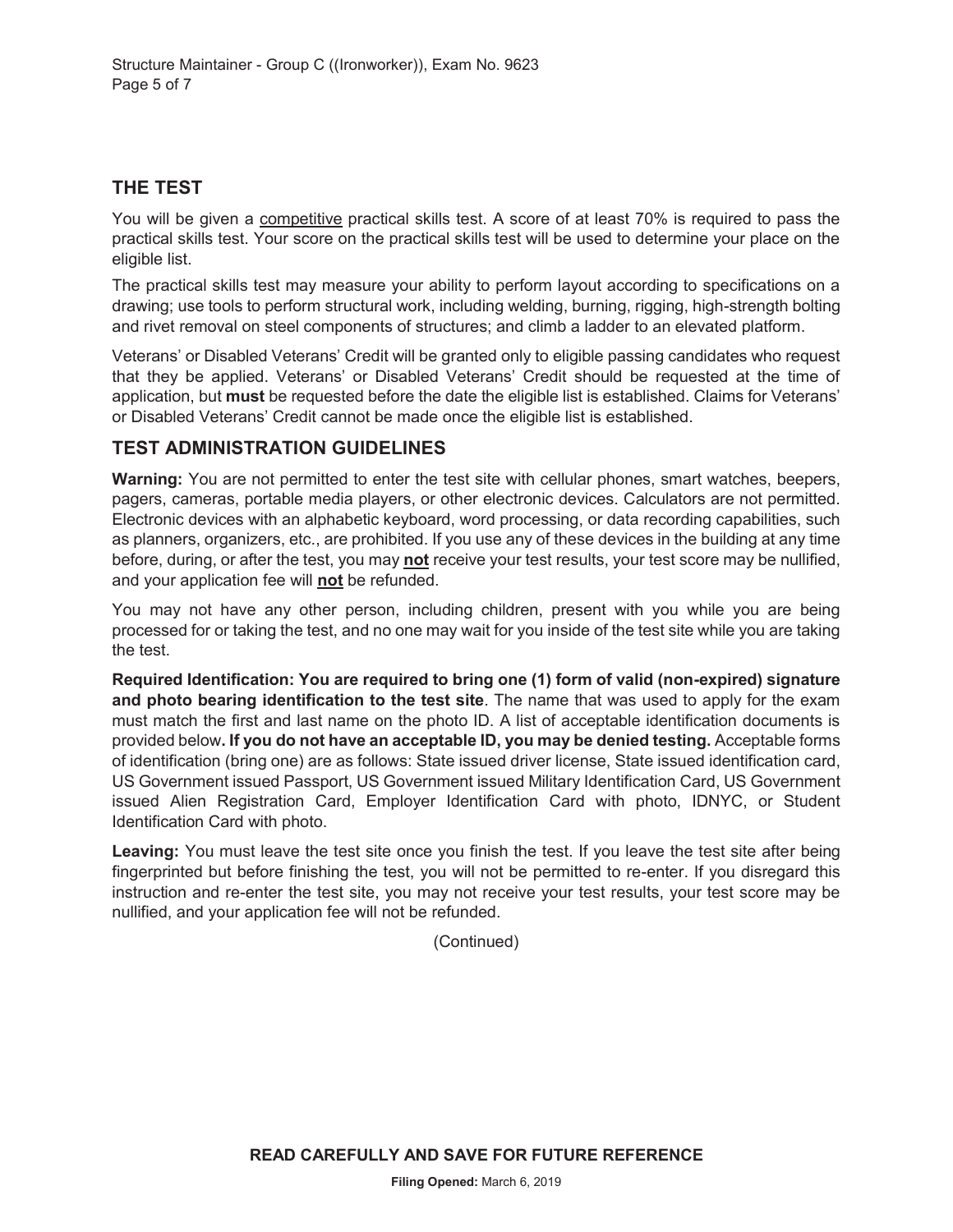## THE TEST

You will be given a competitive practical skills test. A score of at least 70% is required to pass the practical skills test. Your score on the practical skills test will be used to determine your place on the eligible list.

The practical skills test may measure your ability to perform layout according to specifications on a drawing; use tools to perform structural work, including welding, burning, rigging, high-strength bolting and rivet removal on steel components of structures; and climb a ladder to an elevated platform.

Veterans' or Disabled Veterans' Credit will be granted only to eligible passing candidates who request that they be applied. Veterans' or Disabled Veterans' Credit should be requested at the time of application, but **must** be requested before the date the eligible list is established. Claims for Veterans' or Disabled Veterans' Credit cannot be made once the eligible list is established.

## TEST ADMINISTRATION GUIDELINES

**Warning:** You are not permitted to enter the test site with cellular phones, smart watches, beepers, pagers, cameras, portable media players, or other electronic devices. Calculators are not permitted. Electronic devices with an alphabetic keyboard, word processing, or data recording capabilities, such as planners, organizers, etc., are prohibited. If you use any of these devices in the building at any time before, during, or after the test, you may **not** receive your test results, your test score may be nullified, and your application fee will **not** be refunded.

You may not have any other person, including children, present with you while you are being processed for or taking the test, and no one may wait for you inside of the test site while you are taking the test.

**Required Identification: You are required to bring one (1) form of valid (non-expired) signature and photo bearing identification to the test site**. The name that was used to apply for the exam must match the first and last name on the photo ID. A list of acceptable identification documents is provided below**. If you do not have an acceptable ID, you may be denied testing.** Acceptable forms of identification (bring one) are as follows: State issued driver license, State issued identification card, US Government issued Passport, US Government issued Military Identification Card, US Government issued Alien Registration Card, Employer Identification Card with photo, IDNYC, or Student Identification Card with photo.

**Leaving:** You must leave the test site once you finish the test. If you leave the test site after being fingerprinted but before finishing the test, you will not be permitted to re-enter. If you disregard this instruction and re-enter the test site, you may not receive your test results, your test score may be nullified, and your application fee will not be refunded.

(Continued)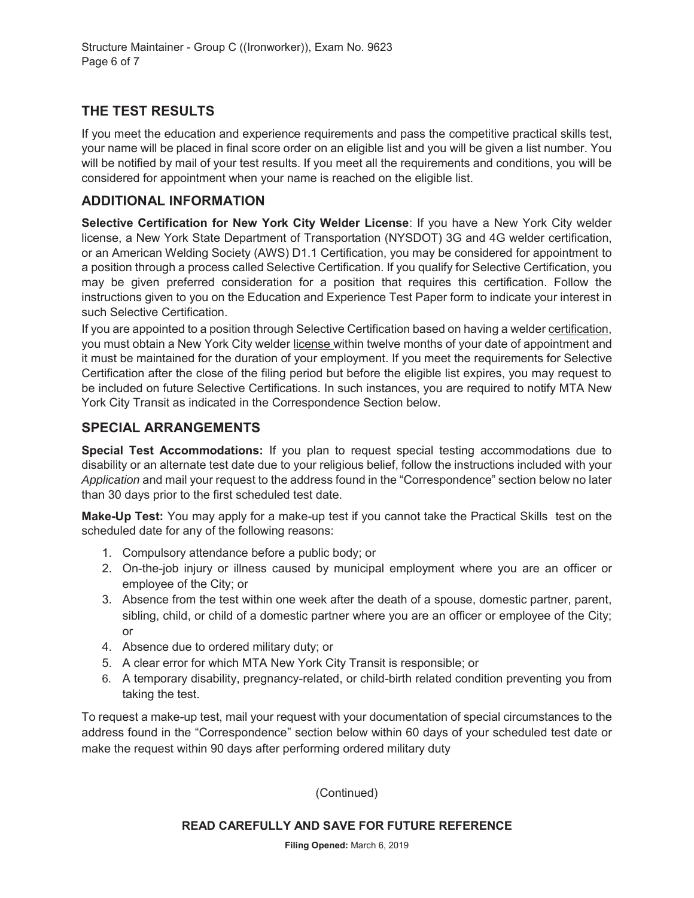## THE TEST RESULTS

If you meet the education and experience requirements and pass the competitive practical skills test, your name will be placed in final score order on an eligible list and you will be given a list number. You will be notified by mail of your test results. If you meet all the requirements and conditions, you will be considered for appointment when your name is reached on the eligible list.

## ADDITIONAL INFORMATION

**Selective Certification for New York City Welder License**: If you have a New York City welder license, a New York State Department of Transportation (NYSDOT) 3G and 4G welder certification, or an American Welding Society (AWS) D1.1 Certification, you may be considered for appointment to a position through a process called Selective Certification. If you qualify for Selective Certification, you may be given preferred consideration for a position that requires this certification. Follow the instructions given to you on the Education and Experience Test Paper form to indicate your interest in such Selective Certification.

If you are appointed to a position through Selective Certification based on having a welder certification, you must obtain a New York City welder license within twelve months of your date of appointment and it must be maintained for the duration of your employment. If you meet the requirements for Selective Certification after the close of the filing period but before the eligible list expires, you may request to be included on future Selective Certifications. In such instances, you are required to notify MTA New York City Transit as indicated in the Correspondence Section below.

## SPECIAL ARRANGEMENTS

**Special Test Accommodations:** If you plan to request special testing accommodations due to disability or an alternate test date due to your religious belief, follow the instructions included with your *Application* and mail your request to the address found in the "Correspondence" section below no later than 30 days prior to the first scheduled test date.

**Make-Up Test:** You may apply for a make-up test if you cannot take the Practical Skills test on the scheduled date for any of the following reasons:

1. Compulsory attendance before a public body; or
2. On-the-job injury or illness caused by municipal employment where you are an officer or employee of the City; or
3. Absence from the test within one week after the death of a spouse, domestic partner, parent, sibling, child, or child of a domestic partner where you are an officer or employee of the City; or
4. Absence due to ordered military duty; or
5. A clear error for which MTA New York City Transit is responsible; or
6. A temporary disability, pregnancy-related, or child-birth related condition preventing you from taking the test.

To request a make-up test, mail your request with your documentation of special circumstances to the address found in the "Correspondence" section below within 60 days of your scheduled test date or make the request within 90 days after performing ordered military duty

(Continued)

**READ CAREFULLY AND SAVE FOR FUTURE REFERENCE**

**Filing Opened:** March 6, 2019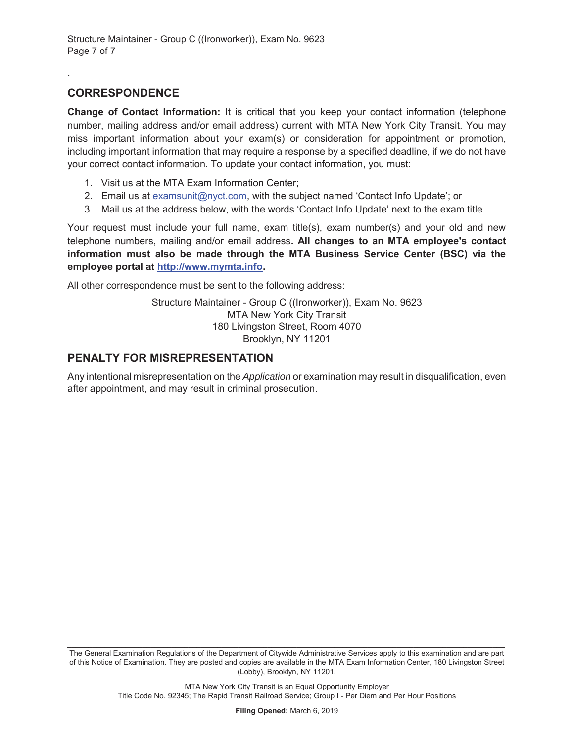## CORRESPONDENCE

**Change of Contact Information:** It is critical that you keep your contact information (telephone number, mailing address and/or email address) current with MTA New York City Transit. You may miss important information about your exam(s) or consideration for appointment or promotion, including important information that may require a response by a specified deadline, if we do not have your correct contact information. To update your contact information, you must:

1. Visit us at the MTA Exam Information Center;
2. Email us at examsunit@nyct.com, with the subject named 'Contact Info Update'; or
3. Mail us at the address below, with the words 'Contact Info Update' next to the exam title.

Your request must include your full name, exam title(s), exam number(s) and your old and new telephone numbers, mailing and/or email address**. All changes to an MTA employee's contact information must also be made through the MTA Business Service Center (BSC) via the employee portal at http://www.mymta.info.**

All other correspondence must be sent to the following address:

Structure Maintainer - Group C ((Ironworker)), Exam No. 9623
MTA New York City Transit
180 Livingston Street, Room 4070
Brooklyn, NY 11201

## PENALTY FOR MISREPRESENTATION

Any intentional misrepresentation on the *Application* or examination may result in disqualification, even after appointment, and may result in criminal prosecution.

---

The General Examination Regulations of the Department of Citywide Administrative Services apply to this examination and are part of this Notice of Examination. They are posted and copies are available in the MTA Exam Information Center, 180 Livingston Street (Lobby), Brooklyn, NY 11201.

MTA New York City Transit is an Equal Opportunity Employer
Title Code No. 92345; The Rapid Transit Railroad Service; Group I - Per Diem and Per Hour Positions

**Filing Opened:** March 6, 2019